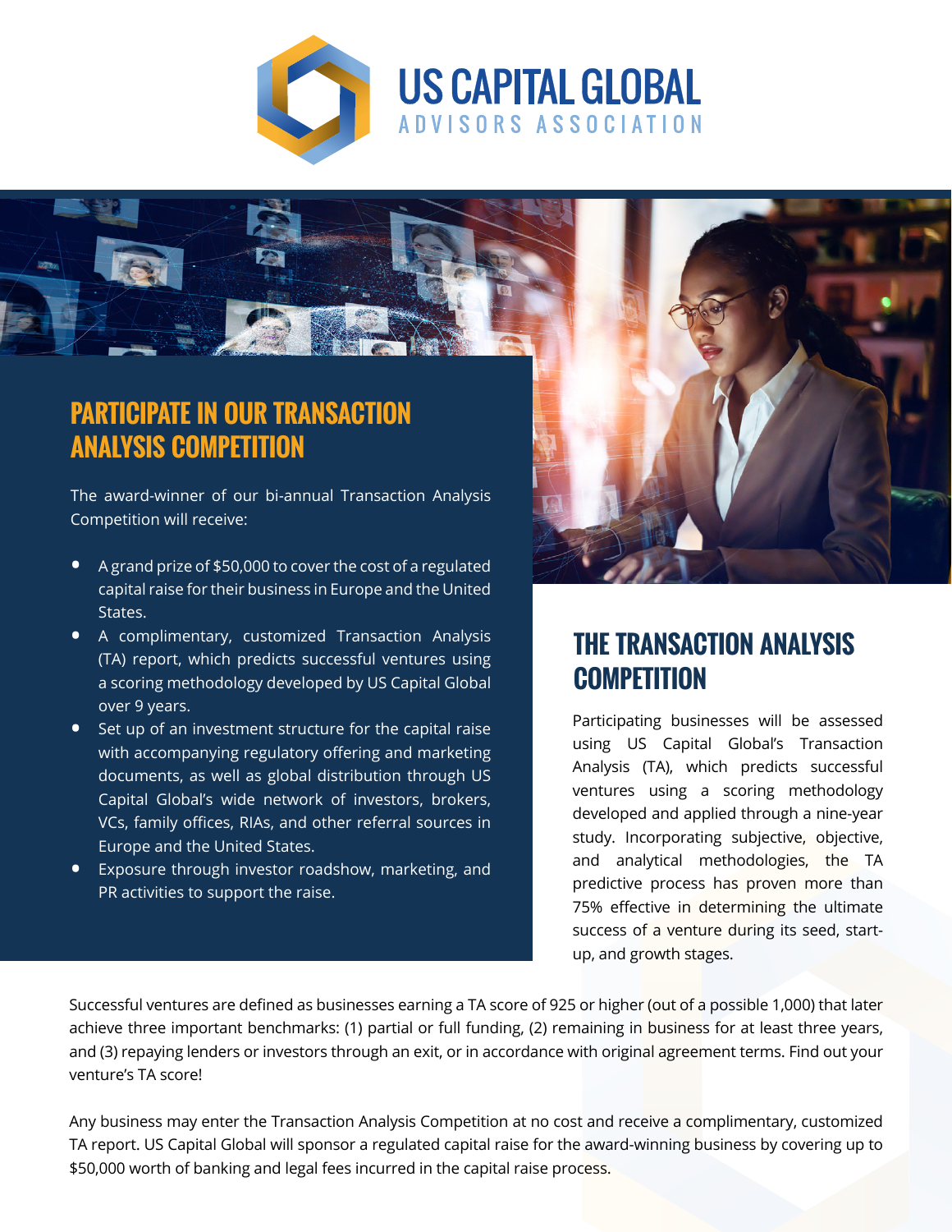# US CAPITAL GLOBAL

ADVISORS ASSOCIATION

## PARTICIPATE IN OUR TRANSACTION ANALYSIS COMPETITION

The award-winner of our bi-annual Transaction Analysis Competition will receive:

- A grand prize of $50,000 to cover the cost of a regulated capital raise for their business in Europe and the United States.
- A complimentary, customized Transaction Analysis (TA) report, which predicts successful ventures using a scoring methodology developed by US Capital Global over 9 years.
- Set up of an investment structure for the capital raise with accompanying regulatory offering and marketing documents, as well as global distribution through US Capital Global's wide network of investors, brokers, VCs, family offices, RIAs, and other referral sources in Europe and the United States.
- Exposure through investor roadshow, marketing, and PR activities to support the raise.

## THE TRANSACTION ANALYSIS COMPETITION

Participating businesses will be assessed using US Capital Global's Transaction Analysis (TA), which predicts successful ventures using a scoring methodology developed and applied through a nine-year study. Incorporating subjective, objective, and analytical methodologies, the TA predictive process has proven more than 75% effective in determining the ultimate success of a venture during its seed, start-up, and growth stages.

Successful ventures are defined as businesses earning a TA score of 925 or higher (out of a possible 1,000) that later achieve three important benchmarks: (1) partial or full funding, (2) remaining in business for at least three years, and (3) repaying lenders or investors through an exit, or in accordance with original agreement terms. Find out your venture's TA score!

Any business may enter the Transaction Analysis Competition at no cost and receive a complimentary, customized TA report. US Capital Global will sponsor a regulated capital raise for the award-winning business by covering up to $50,000 worth of banking and legal fees incurred in the capital raise process.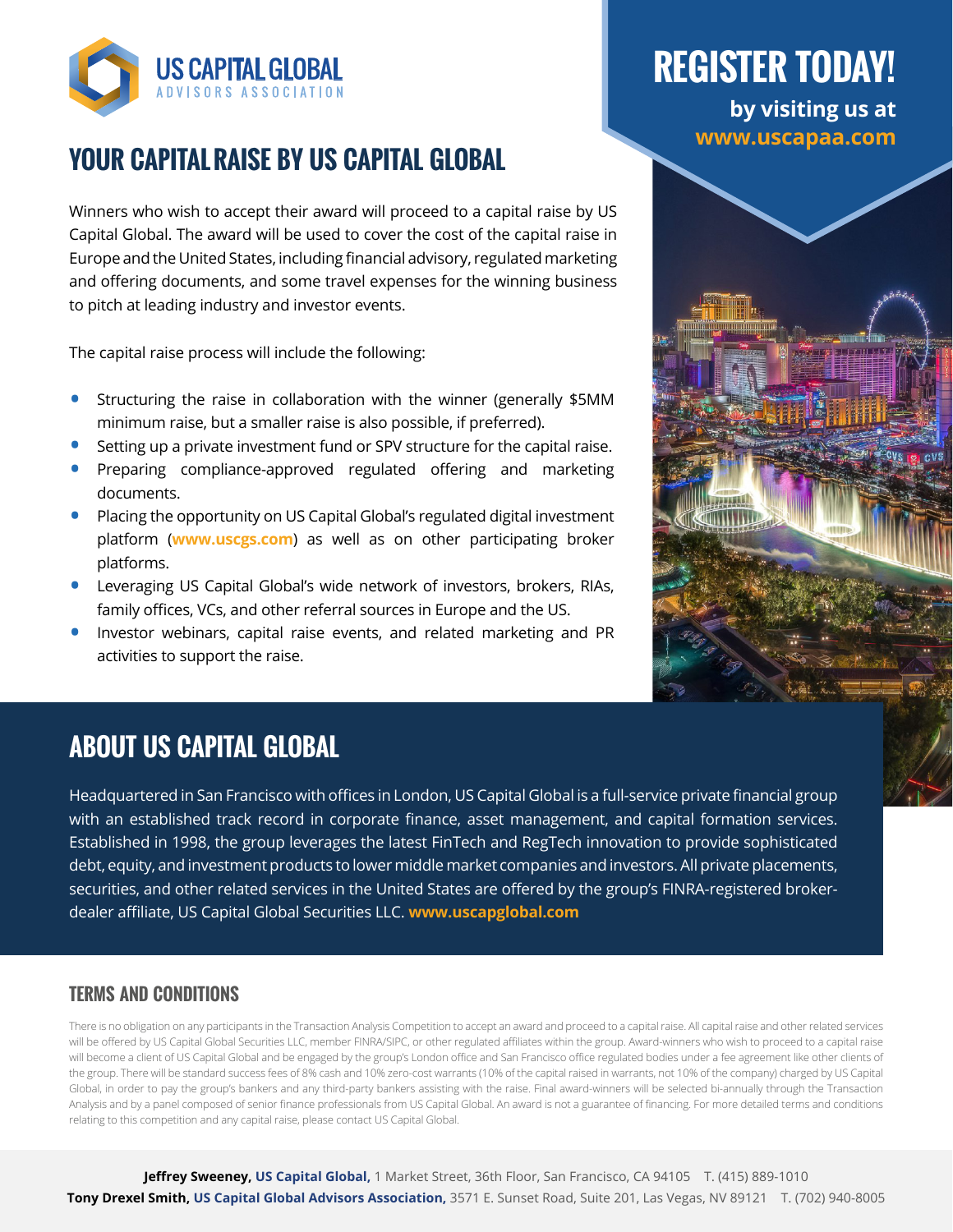US CAPITAL GLOBAL
ADVISORS ASSOCIATION

# REGISTER TODAY!

**by visiting us at**
**www.uscapaa.com**

## YOUR CAPITAL RAISE BY US CAPITAL GLOBAL

Winners who wish to accept their award will proceed to a capital raise by US Capital Global. The award will be used to cover the cost of the capital raise in Europe and the United States, including financial advisory, regulated marketing and offering documents, and some travel expenses for the winning business to pitch at leading industry and investor events.

The capital raise process will include the following:

- Structuring the raise in collaboration with the winner (generally $5MM minimum raise, but a smaller raise is also possible, if preferred).
- Setting up a private investment fund or SPV structure for the capital raise.
- Preparing compliance-approved regulated offering and marketing documents.
- Placing the opportunity on US Capital Global's regulated digital investment platform (**www.uscgs.com**) as well as on other participating broker platforms.
- Leveraging US Capital Global's wide network of investors, brokers, RIAs, family offices, VCs, and other referral sources in Europe and the US.
- Investor webinars, capital raise events, and related marketing and PR activities to support the raise.

## ABOUT US CAPITAL GLOBAL

Headquartered in San Francisco with offices in London, US Capital Global is a full-service private financial group with an established track record in corporate finance, asset management, and capital formation services. Established in 1998, the group leverages the latest FinTech and RegTech innovation to provide sophisticated debt, equity, and investment products to lower middle market companies and investors. All private placements, securities, and other related services in the United States are offered by the group's FINRA-registered broker-dealer affiliate, US Capital Global Securities LLC. **www.uscapglobal.com**

### TERMS AND CONDITIONS

There is no obligation on any participants in the Transaction Analysis Competition to accept an award and proceed to a capital raise. All capital raise and other related services will be offered by US Capital Global Securities LLC, member FINRA/SIPC, or other regulated affiliates within the group. Award-winners who wish to proceed to a capital raise will become a client of US Capital Global and be engaged by the group's London office and San Francisco office regulated bodies under a fee agreement like other clients of the group. There will be standard success fees of 8% cash and 10% zero-cost warrants (10% of the capital raised in warrants, not 10% of the company) charged by US Capital Global, in order to pay the group's bankers and any third-party bankers assisting with the raise. Final award-winners will be selected bi-annually through the Transaction Analysis and by a panel composed of senior finance professionals from US Capital Global. An award is not a guarantee of financing. For more detailed terms and conditions relating to this competition and any capital raise, please contact US Capital Global.

**Jeffrey Sweeney, US Capital Global,** 1 Market Street, 36th Floor, San Francisco, CA 94105 T. (415) 889-1010
**Tony Drexel Smith, US Capital Global Advisors Association,** 3571 E. Sunset Road, Suite 201, Las Vegas, NV 89121 T. (702) 940-8005